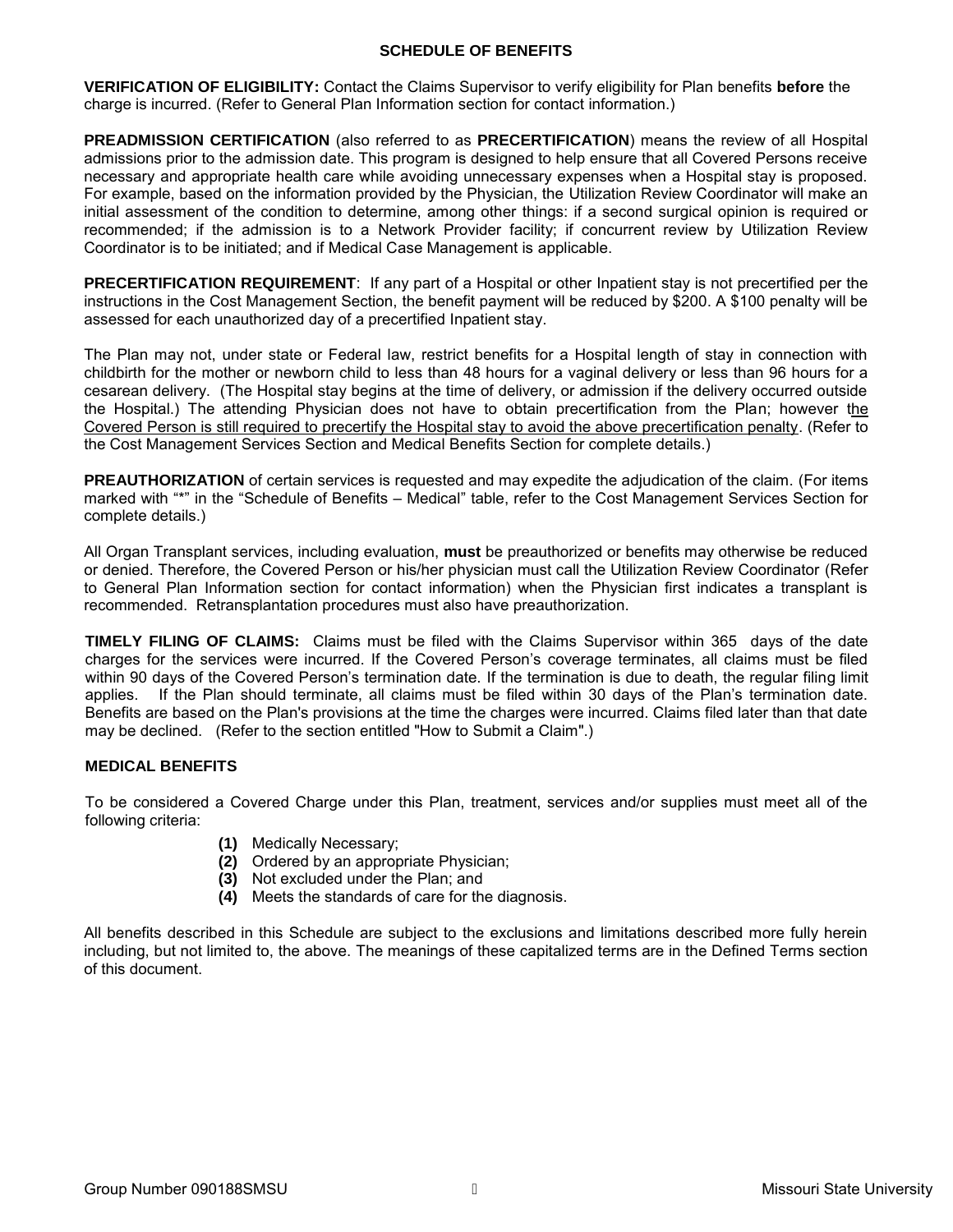## SCHEDULE OF BENEFITS

**VERIFICATION OF ELIGIBILITY:** Contact the Claims Supervisor to verify eligibility for Plan benefits **before** the charge is incurred. (Refer to General Plan Information section for contact information.)

**PREADMISSION CERTIFICATION** (also referred to as **PRECERTIFICATION**) means the review of all Hospital admissions prior to the admission date. This program is designed to help ensure that all Covered Persons receive necessary and appropriate health care while avoiding unnecessary expenses when a Hospital stay is proposed. For example, based on the information provided by the Physician, the Utilization Review Coordinator will make an initial assessment of the condition to determine, among other things: if a second surgical opinion is required or recommended; if the admission is to a Network Provider facility; if concurrent review by Utilization Review Coordinator is to be initiated; and if Medical Case Management is applicable.

**PRECERTIFICATION REQUIREMENT**: If any part of a Hospital or other Inpatient stay is not precertified per the instructions in the Cost Management Section, the benefit payment will be reduced by $200. A $100 penalty will be assessed for each unauthorized day of a precertified Inpatient stay.

The Plan may not, under state or Federal law, restrict benefits for a Hospital length of stay in connection with childbirth for the mother or newborn child to less than 48 hours for a vaginal delivery or less than 96 hours for a cesarean delivery. (The Hospital stay begins at the time of delivery, or admission if the delivery occurred outside the Hospital.) The attending Physician does not have to obtain precertification from the Plan; however the Covered Person is still required to precertify the Hospital stay to avoid the above precertification penalty. (Refer to the Cost Management Services Section and Medical Benefits Section for complete details.)

**PREAUTHORIZATION** of certain services is requested and may expedite the adjudication of the claim. (For items marked with "*" in the "Schedule of Benefits – Medical" table, refer to the Cost Management Services Section for complete details.)

All Organ Transplant services, including evaluation, **must** be preauthorized or benefits may otherwise be reduced or denied. Therefore, the Covered Person or his/her physician must call the Utilization Review Coordinator (Refer to General Plan Information section for contact information) when the Physician first indicates a transplant is recommended. Retransplantation procedures must also have preauthorization.

**TIMELY FILING OF CLAIMS:** Claims must be filed with the Claims Supervisor within 365 days of the date charges for the services were incurred. If the Covered Person's coverage terminates, all claims must be filed within 90 days of the Covered Person's termination date. If the termination is due to death, the regular filing limit applies. If the Plan should terminate, all claims must be filed within 30 days of the Plan's termination date. Benefits are based on the Plan's provisions at the time the charges were incurred. Claims filed later than that date may be declined. (Refer to the section entitled "How to Submit a Claim".)

### MEDICAL BENEFITS

To be considered a Covered Charge under this Plan, treatment, services and/or supplies must meet all of the following criteria:

**(1)** Medically Necessary;
**(2)** Ordered by an appropriate Physician;
**(3)** Not excluded under the Plan; and
**(4)** Meets the standards of care for the diagnosis.

All benefits described in this Schedule are subject to the exclusions and limitations described more fully herein including, but not limited to, the above. The meanings of these capitalized terms are in the Defined Terms section of this document.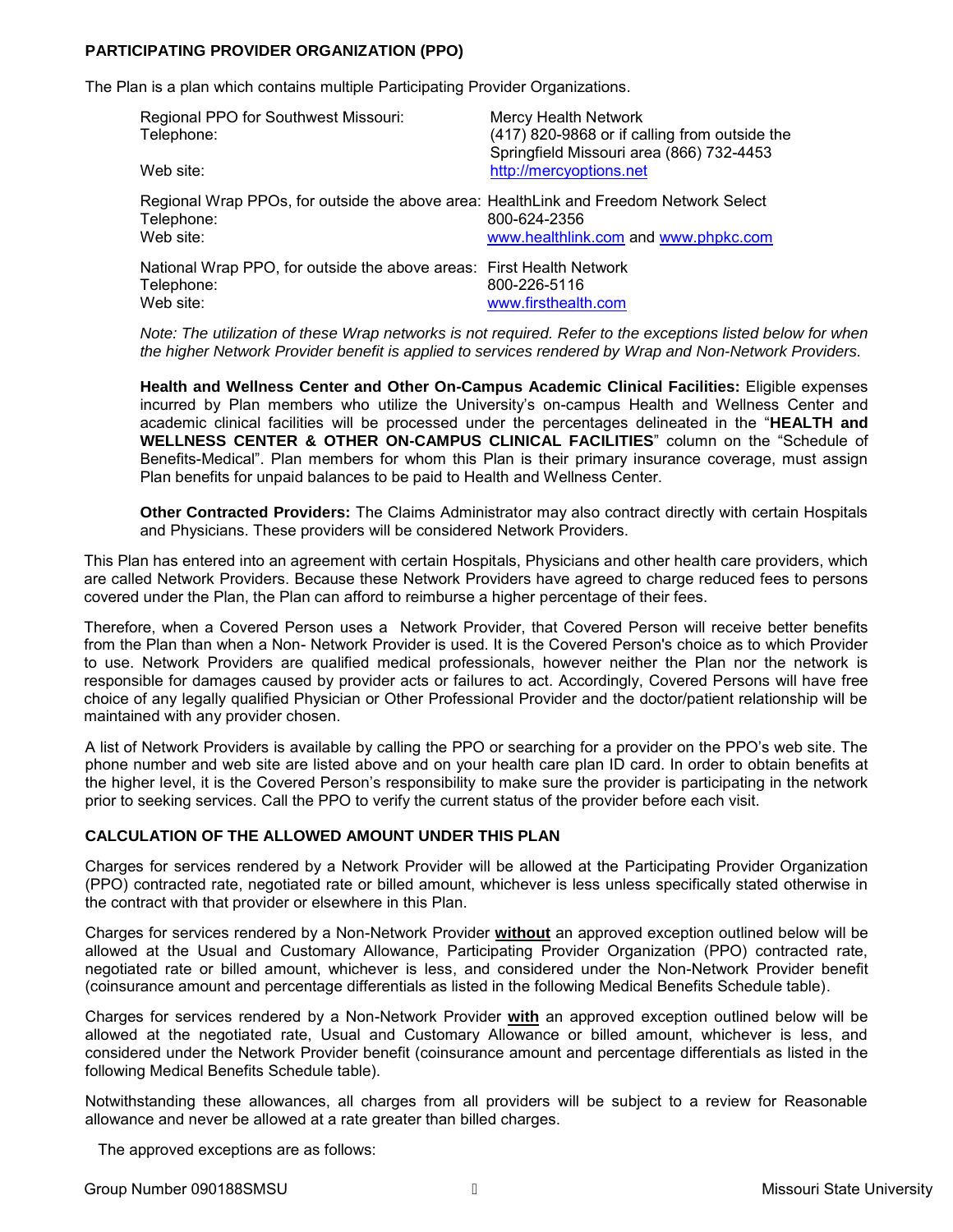## PARTICIPATING PROVIDER ORGANIZATION (PPO)

The Plan is a plan which contains multiple Participating Provider Organizations.

| | |
|---|---|
| Regional PPO for Southwest Missouri: | Mercy Health Network |
| Telephone: | (417) 820-9868 or if calling from outside the Springfield Missouri area (866) 732-4453 |
| Web site: | http://mercyoptions.net |
| Regional Wrap PPOs, for outside the above area: | HealthLink and Freedom Network Select |
| Telephone: | 800-624-2356 |
| Web site: | www.healthlink.com and www.phpkc.com |
| National Wrap PPO, for outside the above areas: | First Health Network |
| Telephone: | 800-226-5116 |
| Web site: | www.firsthealth.com |

*Note: The utilization of these Wrap networks is not required. Refer to the exceptions listed below for when the higher Network Provider benefit is applied to services rendered by Wrap and Non-Network Providers.*

**Health and Wellness Center and Other On-Campus Academic Clinical Facilities:** Eligible expenses incurred by Plan members who utilize the University's on-campus Health and Wellness Center and academic clinical facilities will be processed under the percentages delineated in the "**HEALTH and WELLNESS CENTER & OTHER ON-CAMPUS CLINICAL FACILITIES**" column on the "Schedule of Benefits-Medical". Plan members for whom this Plan is their primary insurance coverage, must assign Plan benefits for unpaid balances to be paid to Health and Wellness Center.

**Other Contracted Providers:** The Claims Administrator may also contract directly with certain Hospitals and Physicians. These providers will be considered Network Providers.

This Plan has entered into an agreement with certain Hospitals, Physicians and other health care providers, which are called Network Providers. Because these Network Providers have agreed to charge reduced fees to persons covered under the Plan, the Plan can afford to reimburse a higher percentage of their fees.

Therefore, when a Covered Person uses a Network Provider, that Covered Person will receive better benefits from the Plan than when a Non- Network Provider is used. It is the Covered Person's choice as to which Provider to use. Network Providers are qualified medical professionals, however neither the Plan nor the network is responsible for damages caused by provider acts or failures to act. Accordingly, Covered Persons will have free choice of any legally qualified Physician or Other Professional Provider and the doctor/patient relationship will be maintained with any provider chosen.

A list of Network Providers is available by calling the PPO or searching for a provider on the PPO's web site. The phone number and web site are listed above and on your health care plan ID card. In order to obtain benefits at the higher level, it is the Covered Person's responsibility to make sure the provider is participating in the network prior to seeking services. Call the PPO to verify the current status of the provider before each visit.

## CALCULATION OF THE ALLOWED AMOUNT UNDER THIS PLAN

Charges for services rendered by a Network Provider will be allowed at the Participating Provider Organization (PPO) contracted rate, negotiated rate or billed amount, whichever is less unless specifically stated otherwise in the contract with that provider or elsewhere in this Plan.

Charges for services rendered by a Non-Network Provider **without** an approved exception outlined below will be allowed at the Usual and Customary Allowance, Participating Provider Organization (PPO) contracted rate, negotiated rate or billed amount, whichever is less, and considered under the Non-Network Provider benefit (coinsurance amount and percentage differentials as listed in the following Medical Benefits Schedule table).

Charges for services rendered by a Non-Network Provider **with** an approved exception outlined below will be allowed at the negotiated rate, Usual and Customary Allowance or billed amount, whichever is less, and considered under the Network Provider benefit (coinsurance amount and percentage differentials as listed in the following Medical Benefits Schedule table).

Notwithstanding these allowances, all charges from all providers will be subject to a review for Reasonable allowance and never be allowed at a rate greater than billed charges.

The approved exceptions are as follows: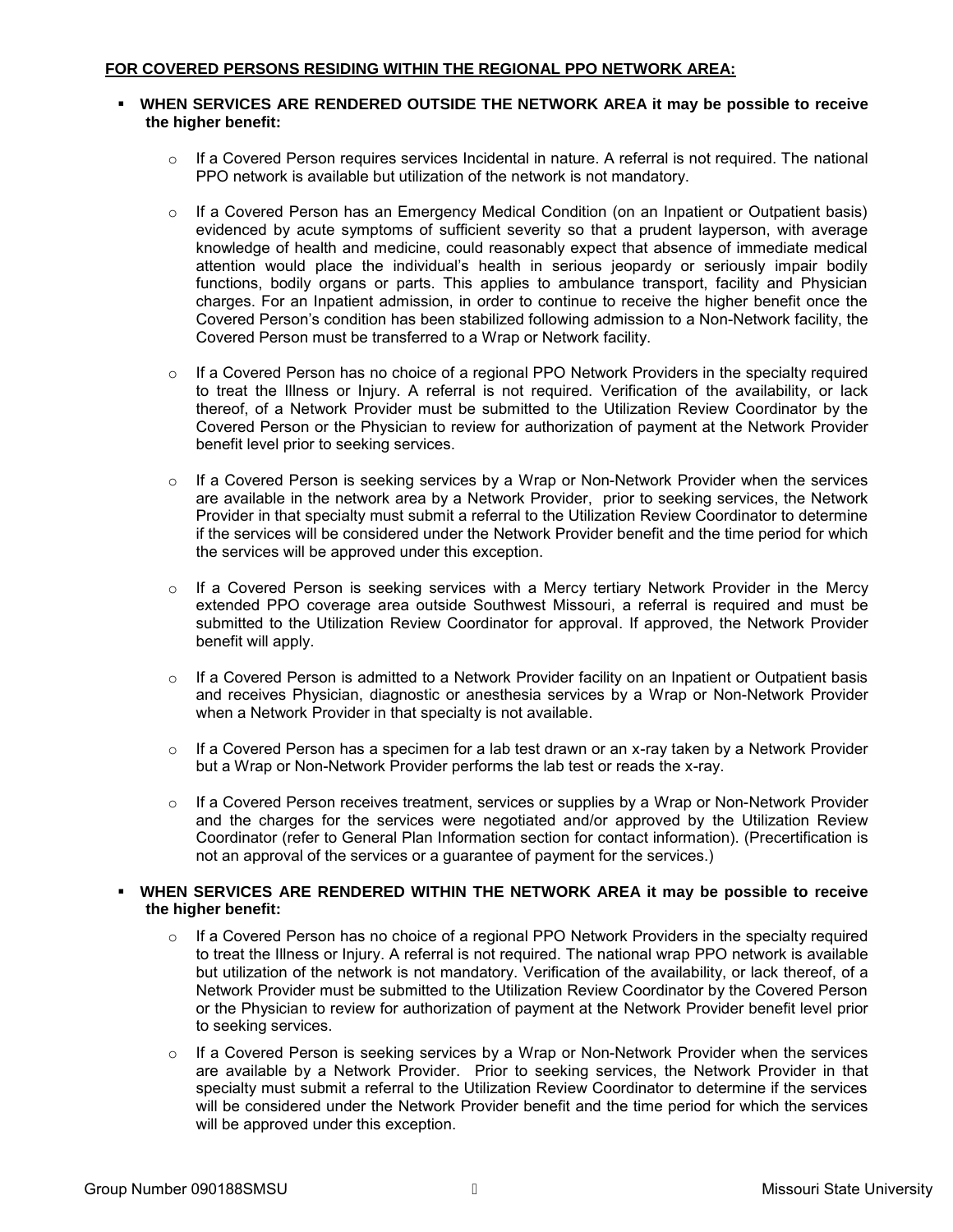**FOR COVERED PERSONS RESIDING WITHIN THE REGIONAL PPO NETWORK AREA:**

- **WHEN SERVICES ARE RENDERED OUTSIDE THE NETWORK AREA it may be possible to receive the higher benefit:**
  - If a Covered Person requires services Incidental in nature. A referral is not required. The national PPO network is available but utilization of the network is not mandatory.
  - If a Covered Person has an Emergency Medical Condition (on an Inpatient or Outpatient basis) evidenced by acute symptoms of sufficient severity so that a prudent layperson, with average knowledge of health and medicine, could reasonably expect that absence of immediate medical attention would place the individual's health in serious jeopardy or seriously impair bodily functions, bodily organs or parts. This applies to ambulance transport, facility and Physician charges. For an Inpatient admission, in order to continue to receive the higher benefit once the Covered Person's condition has been stabilized following admission to a Non-Network facility, the Covered Person must be transferred to a Wrap or Network facility.
  - If a Covered Person has no choice of a regional PPO Network Providers in the specialty required to treat the Illness or Injury. A referral is not required. Verification of the availability, or lack thereof, of a Network Provider must be submitted to the Utilization Review Coordinator by the Covered Person or the Physician to review for authorization of payment at the Network Provider benefit level prior to seeking services.
  - If a Covered Person is seeking services by a Wrap or Non-Network Provider when the services are available in the network area by a Network Provider, prior to seeking services, the Network Provider in that specialty must submit a referral to the Utilization Review Coordinator to determine if the services will be considered under the Network Provider benefit and the time period for which the services will be approved under this exception.
  - If a Covered Person is seeking services with a Mercy tertiary Network Provider in the Mercy extended PPO coverage area outside Southwest Missouri, a referral is required and must be submitted to the Utilization Review Coordinator for approval. If approved, the Network Provider benefit will apply.
  - If a Covered Person is admitted to a Network Provider facility on an Inpatient or Outpatient basis and receives Physician, diagnostic or anesthesia services by a Wrap or Non-Network Provider when a Network Provider in that specialty is not available.
  - If a Covered Person has a specimen for a lab test drawn or an x-ray taken by a Network Provider but a Wrap or Non-Network Provider performs the lab test or reads the x-ray.
  - If a Covered Person receives treatment, services or supplies by a Wrap or Non-Network Provider and the charges for the services were negotiated and/or approved by the Utilization Review Coordinator (refer to General Plan Information section for contact information). (Precertification is not an approval of the services or a guarantee of payment for the services.)

- **WHEN SERVICES ARE RENDERED WITHIN THE NETWORK AREA it may be possible to receive the higher benefit:**
  - If a Covered Person has no choice of a regional PPO Network Providers in the specialty required to treat the Illness or Injury. A referral is not required. The national wrap PPO network is available but utilization of the network is not mandatory. Verification of the availability, or lack thereof, of a Network Provider must be submitted to the Utilization Review Coordinator by the Covered Person or the Physician to review for authorization of payment at the Network Provider benefit level prior to seeking services.
  - If a Covered Person is seeking services by a Wrap or Non-Network Provider when the services are available by a Network Provider. Prior to seeking services, the Network Provider in that specialty must submit a referral to the Utilization Review Coordinator to determine if the services will be considered under the Network Provider benefit and the time period for which the services will be approved under this exception.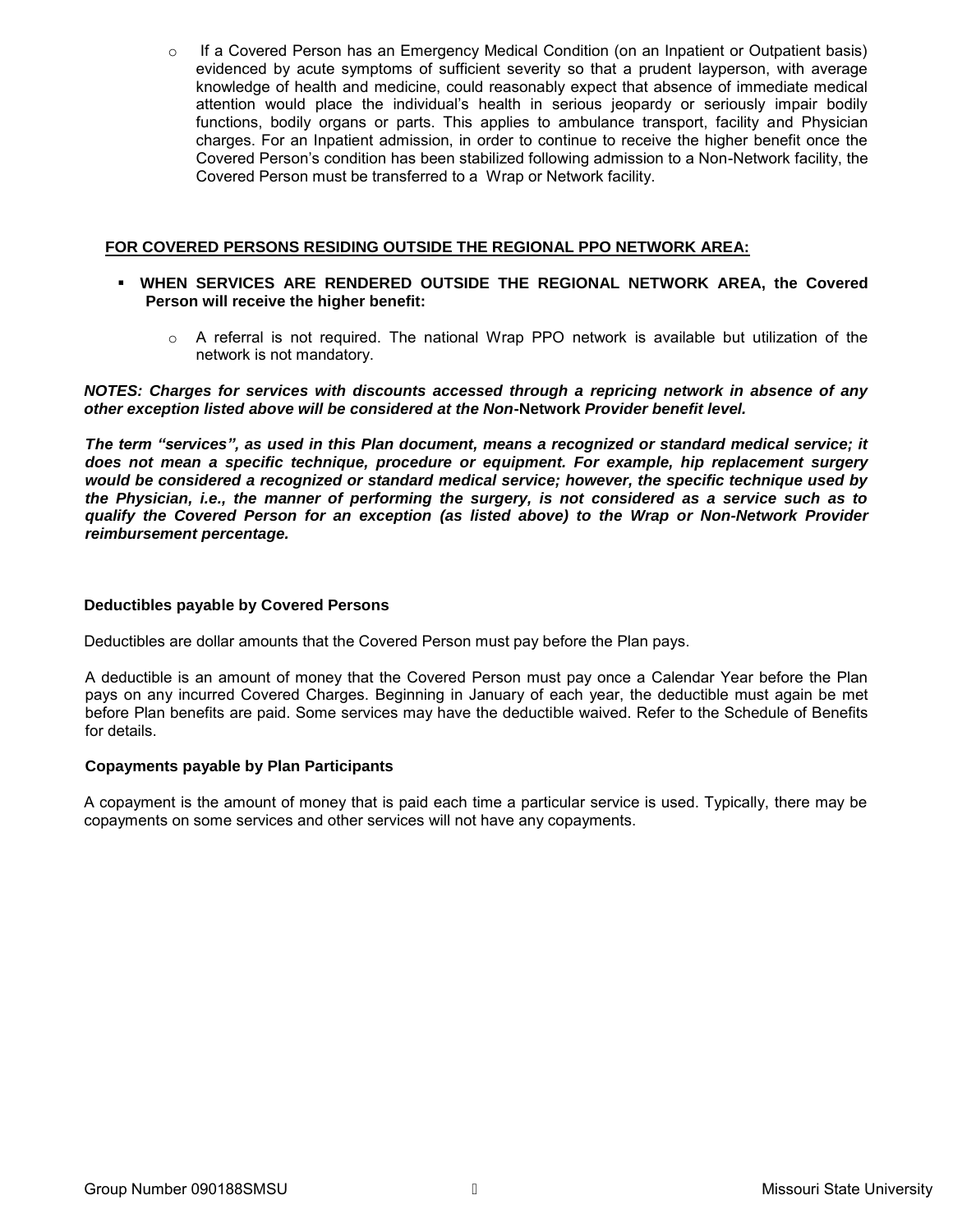- If a Covered Person has an Emergency Medical Condition (on an Inpatient or Outpatient basis) evidenced by acute symptoms of sufficient severity so that a prudent layperson, with average knowledge of health and medicine, could reasonably expect that absence of immediate medical attention would place the individual's health in serious jeopardy or seriously impair bodily functions, bodily organs or parts. This applies to ambulance transport, facility and Physician charges. For an Inpatient admission, in order to continue to receive the higher benefit once the Covered Person's condition has been stabilized following admission to a Non-Network facility, the Covered Person must be transferred to a Wrap or Network facility.

**FOR COVERED PERSONS RESIDING OUTSIDE THE REGIONAL PPO NETWORK AREA:**

- **WHEN SERVICES ARE RENDERED OUTSIDE THE REGIONAL NETWORK AREA, the Covered Person will receive the higher benefit:**
  - A referral is not required. The national Wrap PPO network is available but utilization of the network is not mandatory.

***NOTES: Charges for services with discounts accessed through a repricing network in absence of any other exception listed above will be considered at the Non-Network Provider benefit level.***

***The term "services", as used in this Plan document, means a recognized or standard medical service; it does not mean a specific technique, procedure or equipment. For example, hip replacement surgery would be considered a recognized or standard medical service; however, the specific technique used by the Physician, i.e., the manner of performing the surgery, is not considered as a service such as to qualify the Covered Person for an exception (as listed above) to the Wrap or Non-Network Provider reimbursement percentage.***

**Deductibles payable by Covered Persons**

Deductibles are dollar amounts that the Covered Person must pay before the Plan pays.

A deductible is an amount of money that the Covered Person must pay once a Calendar Year before the Plan pays on any incurred Covered Charges. Beginning in January of each year, the deductible must again be met before Plan benefits are paid. Some services may have the deductible waived. Refer to the Schedule of Benefits for details.

**Copayments payable by Plan Participants**

A copayment is the amount of money that is paid each time a particular service is used. Typically, there may be copayments on some services and other services will not have any copayments.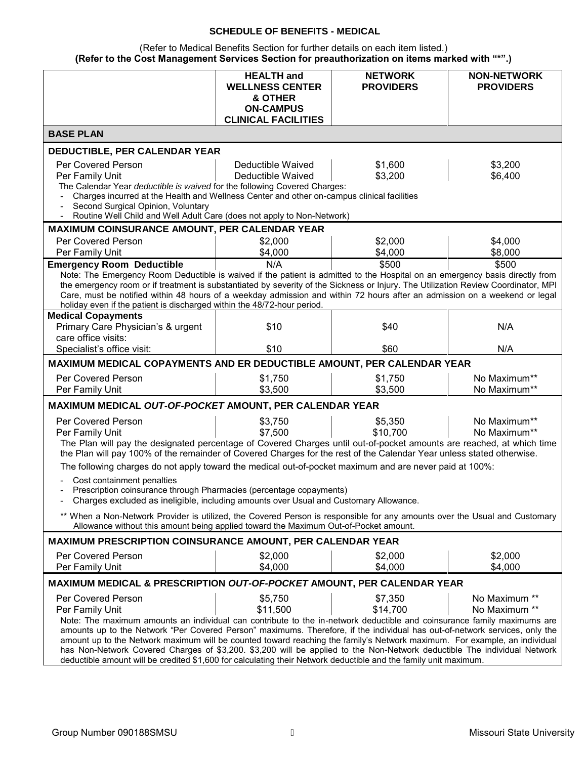## SCHEDULE OF BENEFITS - MEDICAL

(Refer to Medical Benefits Section for further details on each item listed.)
**(Refer to the Cost Management Services Section for preauthorization on items marked with "*".)**

| | HEALTH and WELLNESS CENTER & OTHER ON-CAMPUS CLINICAL FACILITIES | NETWORK PROVIDERS | NON-NETWORK PROVIDERS |
|---|---|---|---|
| **BASE PLAN** | | | |
| **DEDUCTIBLE, PER CALENDAR YEAR** | | | |
| Per Covered Person | Deductible Waived | $1,600 | $3,200 |
| Per Family Unit | Deductible Waived | $3,200 | $6,400 |

The Calendar Year *deductible is waived* for the following Covered Charges:

- Charges incurred at the Health and Wellness Center and other on-campus clinical facilities
- Second Surgical Opinion, Voluntary
- Routine Well Child and Well Adult Care (does not apply to Non-Network)

| | HEALTH and WELLNESS CENTER & OTHER ON-CAMPUS CLINICAL FACILITIES | NETWORK PROVIDERS | NON-NETWORK PROVIDERS |
|---|---|---|---|
| **MAXIMUM COINSURANCE AMOUNT, PER CALENDAR YEAR** | | | |
| Per Covered Person | $2,000 | $2,000 | $4,000 |
| Per Family Unit | $4,000 | $4,000 | $8,000 |
| **Emergency Room Deductible** | N/A | $500 | $500 |

Note: The Emergency Room Deductible is waived if the patient is admitted to the Hospital on an emergency basis directly from the emergency room or if treatment is substantiated by severity of the Sickness or Injury. The Utilization Review Coordinator, MPI Care, must be notified within 48 hours of a weekday admission and within 72 hours after an admission on a weekend or legal holiday even if the patient is discharged within the 48/72-hour period.

| | HEALTH and WELLNESS CENTER & OTHER ON-CAMPUS CLINICAL FACILITIES | NETWORK PROVIDERS | NON-NETWORK PROVIDERS |
|---|---|---|---|
| **Medical Copayments** | | | |
| Primary Care Physician's & urgent care office visits: | $10 | $40 | N/A |
| Specialist's office visit: | $10 | $60 | N/A |
| **MAXIMUM MEDICAL COPAYMENTS AND ER DEDUCTIBLE AMOUNT, PER CALENDAR YEAR** | | | |
| Per Covered Person | $1,750 | $1,750 | No Maximum** |
| Per Family Unit | $3,500 | $3,500 | No Maximum** |
| **MAXIMUM MEDICAL *OUT-OF-POCKET* AMOUNT, PER CALENDAR YEAR** | | | |
| Per Covered Person | $3,750 | $5,350 | No Maximum** |
| Per Family Unit | $7,500 | $10,700 | No Maximum** |

The Plan will pay the designated percentage of Covered Charges until out-of-pocket amounts are reached, at which time the Plan will pay 100% of the remainder of Covered Charges for the rest of the Calendar Year unless stated otherwise.

The following charges do not apply toward the medical out-of-pocket maximum and are never paid at 100%:

- Cost containment penalties
- Prescription coinsurance through Pharmacies (percentage copayments)
- Charges excluded as ineligible, including amounts over Usual and Customary Allowance.

** When a Non-Network Provider is utilized, the Covered Person is responsible for any amounts over the Usual and Customary Allowance without this amount being applied toward the Maximum Out-of-Pocket amount.

| | HEALTH and WELLNESS CENTER & OTHER ON-CAMPUS CLINICAL FACILITIES | NETWORK PROVIDERS | NON-NETWORK PROVIDERS |
|---|---|---|---|
| **MAXIMUM PRESCRIPTION COINSURANCE AMOUNT, PER CALENDAR YEAR** | | | |
| Per Covered Person | $2,000 | $2,000 | $2,000 |
| Per Family Unit | $4,000 | $4,000 | $4,000 |
| **MAXIMUM MEDICAL & PRESCRIPTION *OUT-OF-POCKET* AMOUNT, PER CALENDAR YEAR** | | | |
| Per Covered Person | $5,750 | $7,350 | No Maximum ** |
| Per Family Unit | $11,500 | $14,700 | No Maximum ** |

Note: The maximum amounts an individual can contribute to the in-network deductible and coinsurance family maximums are amounts up to the Network "Per Covered Person" maximums. Therefore, if the individual has out-of-network services, only the amount up to the Network maximum will be counted toward reaching the family's Network maximum. For example, an individual has Non-Network Covered Charges of $3,200. $3,200 will be applied to the Non-Network deductible The individual Network deductible amount will be credited $1,600 for calculating their Network deductible and the family unit maximum.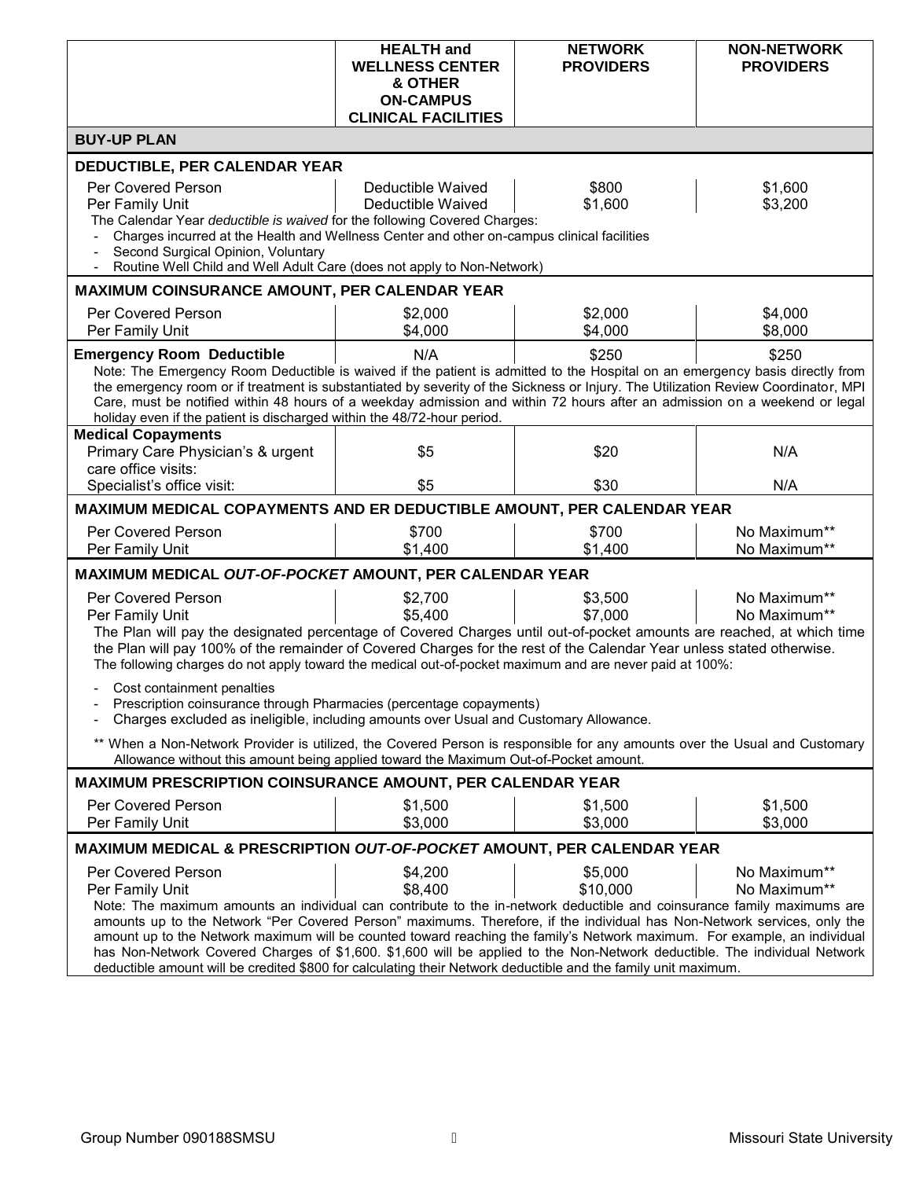| | HEALTH and WELLNESS CENTER & OTHER ON-CAMPUS CLINICAL FACILITIES | NETWORK PROVIDERS | NON-NETWORK PROVIDERS |
|---|---|---|---|
| **BUY-UP PLAN** | | | |
| **DEDUCTIBLE, PER CALENDAR YEAR** | | | |
| Per Covered Person | Deductible Waived | $800 | $1,600 |
| Per Family Unit | Deductible Waived | $1,600 | $3,200 |
| The Calendar Year *deductible is waived* for the following Covered Charges:<br>- Charges incurred at the Health and Wellness Center and other on-campus clinical facilities<br>- Second Surgical Opinion, Voluntary<br>- Routine Well Child and Well Adult Care (does not apply to Non-Network) | | | |
| **MAXIMUM COINSURANCE AMOUNT, PER CALENDAR YEAR** | | | |
| Per Covered Person | $2,000 | $2,000 | $4,000 |
| Per Family Unit | $4,000 | $4,000 | $8,000 |
| **Emergency Room Deductible** | N/A | $250 | $250 |
| Note: The Emergency Room Deductible is waived if the patient is admitted to the Hospital on an emergency basis directly from the emergency room or if treatment is substantiated by severity of the Sickness or Injury. The Utilization Review Coordinator, MPI Care, must be notified within 48 hours of a weekday admission and within 72 hours after an admission on a weekend or legal holiday even if the patient is discharged within the 48/72-hour period. | | | |
| **Medical Copayments** | | | |
| Primary Care Physician's & urgent care office visits: | $5 | $20 | N/A |
| Specialist's office visit: | $5 | $30 | N/A |
| **MAXIMUM MEDICAL COPAYMENTS AND ER DEDUCTIBLE AMOUNT, PER CALENDAR YEAR** | | | |
| Per Covered Person | $700 | $700 | No Maximum** |
| Per Family Unit | $1,400 | $1,400 | No Maximum** |
| **MAXIMUM MEDICAL *OUT-OF-POCKET* AMOUNT, PER CALENDAR YEAR** | | | |
| Per Covered Person | $2,700 | $3,500 | No Maximum** |
| Per Family Unit | $5,400 | $7,000 | No Maximum** |
| The Plan will pay the designated percentage of Covered Charges until out-of-pocket amounts are reached, at which time the Plan will pay 100% of the remainder of Covered Charges for the rest of the Calendar Year unless stated otherwise.<br>The following charges do not apply toward the medical out-of-pocket maximum and are never paid at 100%:<br>- Cost containment penalties<br>- Prescription coinsurance through Pharmacies (percentage copayments)<br>- Charges excluded as ineligible, including amounts over Usual and Customary Allowance.<br>** When a Non-Network Provider is utilized, the Covered Person is responsible for any amounts over the Usual and Customary Allowance without this amount being applied toward the Maximum Out-of-Pocket amount. | | | |
| **MAXIMUM PRESCRIPTION COINSURANCE AMOUNT, PER CALENDAR YEAR** | | | |
| Per Covered Person | $1,500 | $1,500 | $1,500 |
| Per Family Unit | $3,000 | $3,000 | $3,000 |
| **MAXIMUM MEDICAL & PRESCRIPTION *OUT-OF-POCKET* AMOUNT, PER CALENDAR YEAR** | | | |
| Per Covered Person | $4,200 | $5,000 | No Maximum** |
| Per Family Unit | $8,400 | $10,000 | No Maximum** |
| Note: The maximum amounts an individual can contribute to the in-network deductible and coinsurance family maximums are amounts up to the Network "Per Covered Person" maximums. Therefore, if the individual has Non-Network services, only the amount up to the Network maximum will be counted toward reaching the family's Network maximum. For example, an individual has Non-Network Covered Charges of $1,600. $1,600 will be applied to the Non-Network deductible. The individual Network deductible amount will be credited $800 for calculating their Network deductible and the family unit maximum. | | | |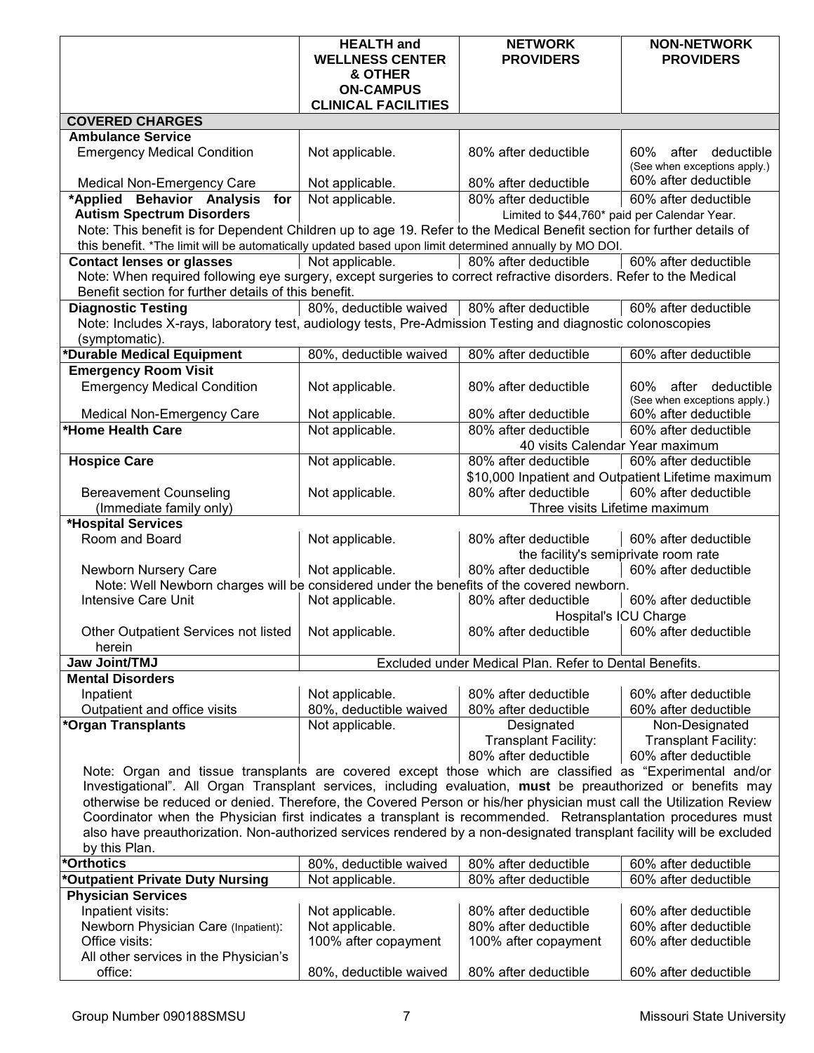| | HEALTH and WELLNESS CENTER & OTHER ON-CAMPUS CLINICAL FACILITIES | NETWORK PROVIDERS | NON-NETWORK PROVIDERS |
|---|---|---|---|
| **COVERED CHARGES** | | | |
| **Ambulance Service** | | | |
| Emergency Medical Condition | Not applicable. | 80% after deductible | 60% after deductible (See when exceptions apply.) |
| Medical Non-Emergency Care | Not applicable. | 80% after deductible | 60% after deductible |
| **\*Applied Behavior Analysis for Autism Spectrum Disorders** | Not applicable. | 80% after deductible | 60% after deductible |
| | | Limited to $44,760* paid per Calendar Year. | |
| Note: This benefit is for Dependent Children up to age 19. Refer to the Medical Benefit section for further details of this benefit. *The limit will be automatically updated based upon limit determined annually by MO DOI. | | | |
| **Contact lenses or glasses** | Not applicable. | 80% after deductible | 60% after deductible |
| Note: When required following eye surgery, except surgeries to correct refractive disorders. Refer to the Medical Benefit section for further details of this benefit. | | | |
| **Diagnostic Testing** | 80%, deductible waived | 80% after deductible | 60% after deductible |
| Note: Includes X-rays, laboratory test, audiology tests, Pre-Admission Testing and diagnostic colonoscopies (symptomatic). | | | |
| **\*Durable Medical Equipment** | 80%, deductible waived | 80% after deductible | 60% after deductible |
| **Emergency Room Visit** | | | |
| Emergency Medical Condition | Not applicable. | 80% after deductible | 60% after deductible (See when exceptions apply.) |
| Medical Non-Emergency Care | Not applicable. | 80% after deductible | 60% after deductible |
| **\*Home Health Care** | Not applicable. | 80% after deductible | 60% after deductible |
| | | 40 visits Calendar Year maximum | |
| **Hospice Care** | Not applicable. | 80% after deductible | 60% after deductible |
| | | $10,000 Inpatient and Outpatient Lifetime maximum | |
| Bereavement Counseling (Immediate family only) | Not applicable. | 80% after deductible | 60% after deductible |
| | | Three visits Lifetime maximum | |
| **\*Hospital Services** | | | |
| Room and Board | Not applicable. | 80% after deductible | 60% after deductible |
| | | the facility's semiprivate room rate | |
| Newborn Nursery Care | Not applicable. | 80% after deductible | 60% after deductible |
| Note: Well Newborn charges will be considered under the benefits of the covered newborn. | | | |
| Intensive Care Unit | Not applicable. | 80% after deductible | 60% after deductible |
| | | Hospital's ICU Charge | |
| Other Outpatient Services not listed herein | Not applicable. | 80% after deductible | 60% after deductible |
| **Jaw Joint/TMJ** | Excluded under Medical Plan. Refer to Dental Benefits. | | |
| **Mental Disorders** | | | |
| Inpatient | Not applicable. | 80% after deductible | 60% after deductible |
| Outpatient and office visits | 80%, deductible waived | 80% after deductible | 60% after deductible |
| **\*Organ Transplants** | Not applicable. | Designated Transplant Facility: 80% after deductible | Non-Designated Transplant Facility: 60% after deductible |
| Note: Organ and tissue transplants are covered except those which are classified as "Experimental and/or Investigational". All Organ Transplant services, including evaluation, **must** be preauthorized or benefits may otherwise be reduced or denied. Therefore, the Covered Person or his/her physician must call the Utilization Review Coordinator when the Physician first indicates a transplant is recommended. Retransplantation procedures must also have preauthorization. Non-authorized services rendered by a non-designated transplant facility will be excluded by this Plan. | | | |
| **\*Orthotics** | 80%, deductible waived | 80% after deductible | 60% after deductible |
| **\*Outpatient Private Duty Nursing** | Not applicable. | 80% after deductible | 60% after deductible |
| **Physician Services** | | | |
| Inpatient visits: | Not applicable. | 80% after deductible | 60% after deductible |
| Newborn Physician Care (Inpatient): | Not applicable. | 80% after deductible | 60% after deductible |
| Office visits: | 100% after copayment | 100% after copayment | 60% after deductible |
| All other services in the Physician's office: | 80%, deductible waived | 80% after deductible | 60% after deductible |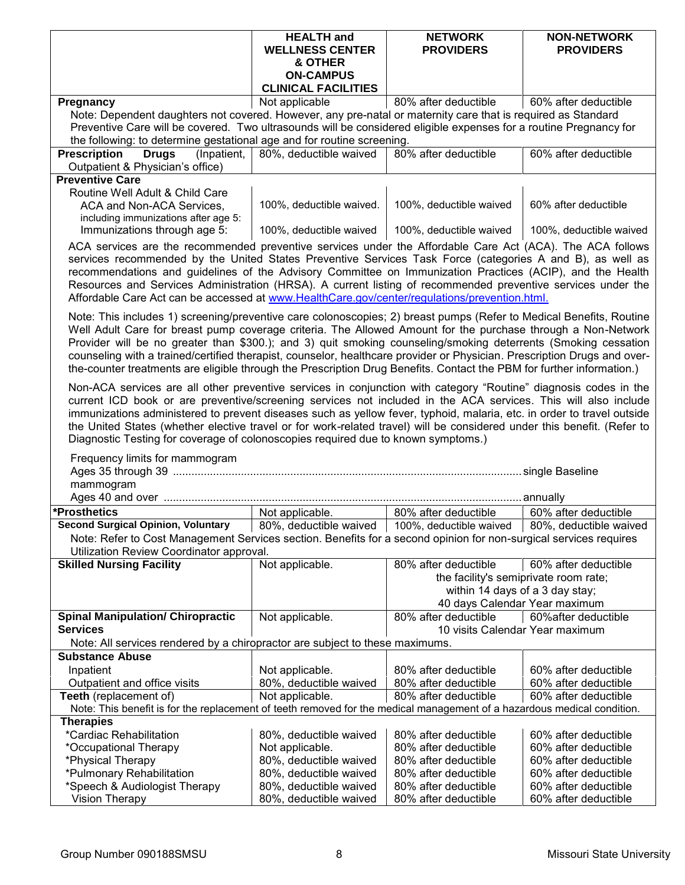| | HEALTH and WELLNESS CENTER & OTHER ON-CAMPUS CLINICAL FACILITIES | NETWORK PROVIDERS | NON-NETWORK PROVIDERS |
|---|---|---|---|
| **Pregnancy** | Not applicable | 80% after deductible | 60% after deductible |
| Note: Dependent daughters not covered. However, any pre-natal or maternity care that is required as Standard Preventive Care will be covered. Two ultrasounds will be considered eligible expenses for a routine Pregnancy for the following: to determine gestational age and for routine screening. | | | |
| **Prescription Drugs** (Inpatient, Outpatient & Physician's office) | 80%, deductible waived | 80% after deductible | 60% after deductible |
| **Preventive Care** | | | |
| Routine Well Adult & Child Care ACA and Non-ACA Services, including immunizations after age 5: | 100%, deductible waived. | 100%, deductible waived | 60% after deductible |
| Immunizations through age 5: | 100%, deductible waived | 100%, deductible waived | 100%, deductible waived |
| ACA services are the recommended preventive services under the Affordable Care Act (ACA). The ACA follows services recommended by the United States Preventive Services Task Force (categories A and B), as well as recommendations and guidelines of the Advisory Committee on Immunization Practices (ACIP), and the Health Resources and Services Administration (HRSA). A current listing of recommended preventive services under the Affordable Care Act can be accessed at www.HealthCare.gov/center/regulations/prevention.html. | | | |
| Note: This includes 1) screening/preventive care colonoscopies; 2) breast pumps (Refer to Medical Benefits, Routine Well Adult Care for breast pump coverage criteria. The Allowed Amount for the purchase through a Non-Network Provider will be no greater than $300.); and 3) quit smoking counseling/smoking deterrents (Smoking cessation counseling with a trained/certified therapist, counselor, healthcare provider or Physician. Prescription Drugs and over-the-counter treatments are eligible through the Prescription Drug Benefits. Contact the PBM for further information.) | | | |
| Non-ACA services are all other preventive services in conjunction with category "Routine" diagnosis codes in the current ICD book or are preventive/screening services not included in the ACA services. This will also include immunizations administered to prevent diseases such as yellow fever, typhoid, malaria, etc. in order to travel outside the United States (whether elective travel or for work-related travel) will be considered under this benefit. (Refer to Diagnostic Testing for coverage of colonoscopies required due to known symptoms.) | | | |
| Frequency limits for mammogram | | | |
| Ages 35 through 39 | single Baseline mammogram | | |
| Ages 40 and over | annually | | |
| ***Prosthetics** | Not applicable. | 80% after deductible | 60% after deductible |
| **Second Surgical Opinion, Voluntary** | 80%, deductible waived | 100%, deductible waived | 80%, deductible waived |
| Note: Refer to Cost Management Services section. Benefits for a second opinion for non-surgical services requires Utilization Review Coordinator approval. | | | |
| **Skilled Nursing Facility** | Not applicable. | 80% after deductible | 60% after deductible |
| | | the facility's semiprivate room rate; within 14 days of a 3 day stay; 40 days Calendar Year maximum | |
| **Spinal Manipulation/ Chiropractic Services** | Not applicable. | 80% after deductible | 60%after deductible |
| | | 10 visits Calendar Year maximum | |
| Note: All services rendered by a chiropractor are subject to these maximums. | | | |
| **Substance Abuse** | | | |
| Inpatient | Not applicable. | 80% after deductible | 60% after deductible |
| Outpatient and office visits | 80%, deductible waived | 80% after deductible | 60% after deductible |
| **Teeth** (replacement of) | Not applicable. | 80% after deductible | 60% after deductible |
| Note: This benefit is for the replacement of teeth removed for the medical management of a hazardous medical condition. | | | |
| **Therapies** | | | |
| *Cardiac Rehabilitation | 80%, deductible waived | 80% after deductible | 60% after deductible |
| *Occupational Therapy | Not applicable. | 80% after deductible | 60% after deductible |
| *Physical Therapy | 80%, deductible waived | 80% after deductible | 60% after deductible |
| *Pulmonary Rehabilitation | 80%, deductible waived | 80% after deductible | 60% after deductible |
| *Speech & Audiologist Therapy | 80%, deductible waived | 80% after deductible | 60% after deductible |
| Vision Therapy | 80%, deductible waived | 80% after deductible | 60% after deductible |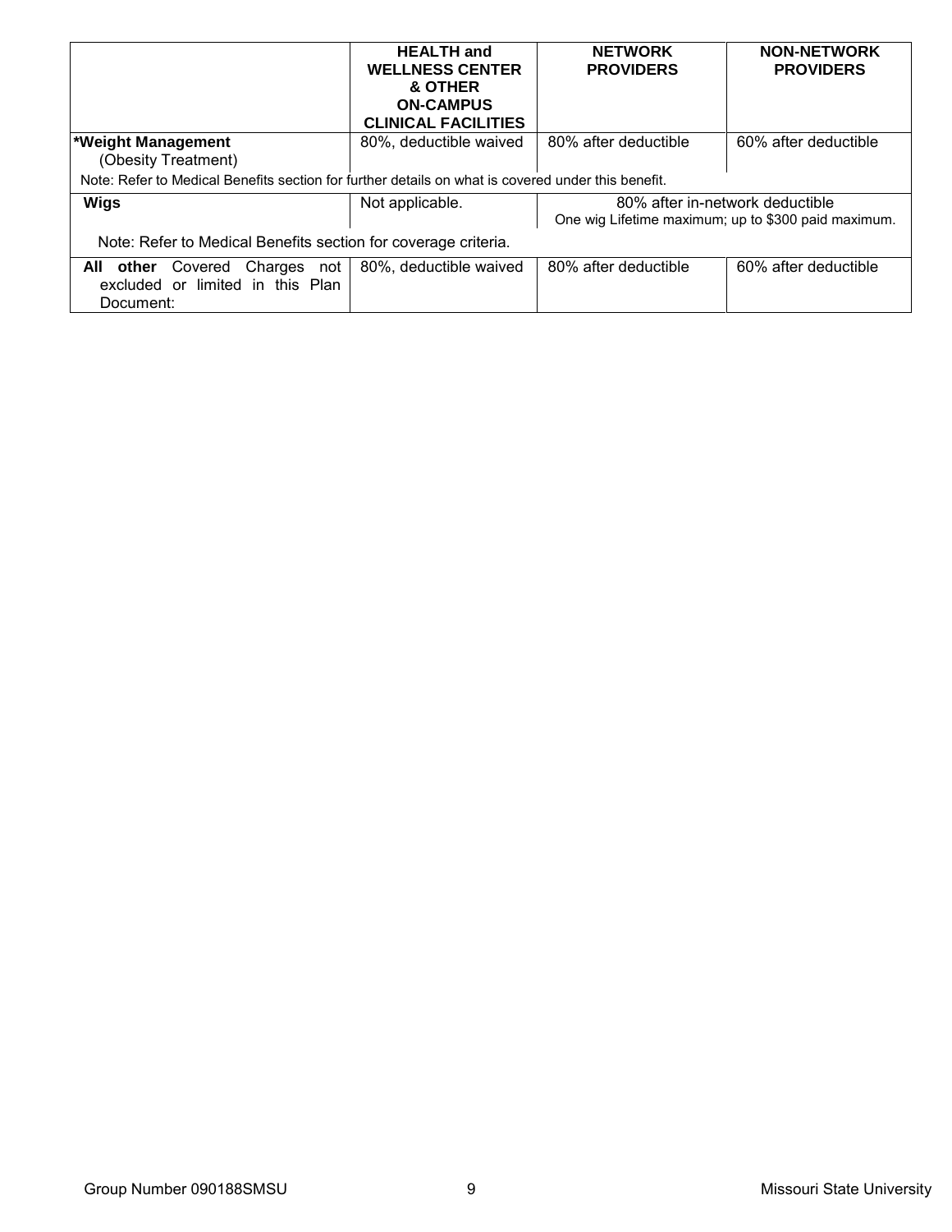| | HEALTH and WELLNESS CENTER & OTHER ON-CAMPUS CLINICAL FACILITIES | NETWORK PROVIDERS | NON-NETWORK PROVIDERS |
|---|---|---|---|
| **\*Weight Management** (Obesity Treatment) | 80%, deductible waived | 80% after deductible | 60% after deductible |
| Note: Refer to Medical Benefits section for further details on what is covered under this benefit. | | | |
| **Wigs** | Not applicable. | 80% after in-network deductible One wig Lifetime maximum; up to $300 paid maximum. | |
| Note: Refer to Medical Benefits section for coverage criteria. | | | |
| **All other** Covered Charges not excluded or limited in this Plan Document: | 80%, deductible waived | 80% after deductible | 60% after deductible |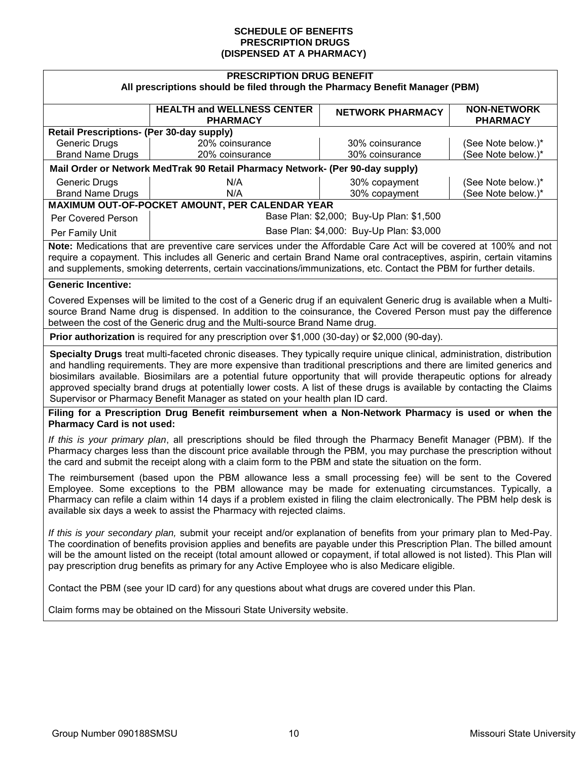# SCHEDULE OF BENEFITS
# PRESCRIPTION DRUGS
# (DISPENSED AT A PHARMACY)

**PRESCRIPTION DRUG BENEFIT**
**All prescriptions should be filed through the Pharmacy Benefit Manager (PBM)**

| | HEALTH and WELLNESS CENTER PHARMACY | NETWORK PHARMACY | NON-NETWORK PHARMACY |
|---|---|---|---|
| **Retail Prescriptions- (Per 30-day supply)** | | | |
| Generic Drugs | 20% coinsurance | 30% coinsurance | (See Note below.)* |
| Brand Name Drugs | 20% coinsurance | 30% coinsurance | (See Note below.)* |
| **Mail Order or Network MedTrak 90 Retail Pharmacy Network- (Per 90-day supply)** | | | |
| Generic Drugs | N/A | 30% copayment | (See Note below.)* |
| Brand Name Drugs | N/A | 30% copayment | (See Note below.)* |
| **MAXIMUM OUT-OF-POCKET AMOUNT, PER CALENDAR YEAR** | | | |
| Per Covered Person | Base Plan: $2,000; Buy-Up Plan: $1,500 | | |
| Per Family Unit | Base Plan: $4,000: Buy-Up Plan: $3,000 | | |

**Note:** Medications that are preventive care services under the Affordable Care Act will be covered at 100% and not require a copayment. This includes all Generic and certain Brand Name oral contraceptives, aspirin, certain vitamins and supplements, smoking deterrents, certain vaccinations/immunizations, etc. Contact the PBM for further details.

**Generic Incentive:**

Covered Expenses will be limited to the cost of a Generic drug if an equivalent Generic drug is available when a Multi-source Brand Name drug is dispensed. In addition to the coinsurance, the Covered Person must pay the difference between the cost of the Generic drug and the Multi-source Brand Name drug.

**Prior authorization** is required for any prescription over $1,000 (30-day) or $2,000 (90-day).

**Specialty Drugs** treat multi-faceted chronic diseases. They typically require unique clinical, administration, distribution and handling requirements. They are more expensive than traditional prescriptions and there are limited generics and biosimilars available. Biosimilars are a potential future opportunity that will provide therapeutic options for already approved specialty brand drugs at potentially lower costs. A list of these drugs is available by contacting the Claims Supervisor or Pharmacy Benefit Manager as stated on your health plan ID card.

**Filing for a Prescription Drug Benefit reimbursement when a Non-Network Pharmacy is used or when the Pharmacy Card is not used:**

*If this is your primary plan*, all prescriptions should be filed through the Pharmacy Benefit Manager (PBM). If the Pharmacy charges less than the discount price available through the PBM, you may purchase the prescription without the card and submit the receipt along with a claim form to the PBM and state the situation on the form.

The reimbursement (based upon the PBM allowance less a small processing fee) will be sent to the Covered Employee. Some exceptions to the PBM allowance may be made for extenuating circumstances. Typically, a Pharmacy can refile a claim within 14 days if a problem existed in filing the claim electronically. The PBM help desk is available six days a week to assist the Pharmacy with rejected claims.

*If this is your secondary plan,* submit your receipt and/or explanation of benefits from your primary plan to Med-Pay. The coordination of benefits provision applies and benefits are payable under this Prescription Plan. The billed amount will be the amount listed on the receipt (total amount allowed or copayment, if total allowed is not listed). This Plan will pay prescription drug benefits as primary for any Active Employee who is also Medicare eligible.

Contact the PBM (see your ID card) for any questions about what drugs are covered under this Plan.

Claim forms may be obtained on the Missouri State University website.